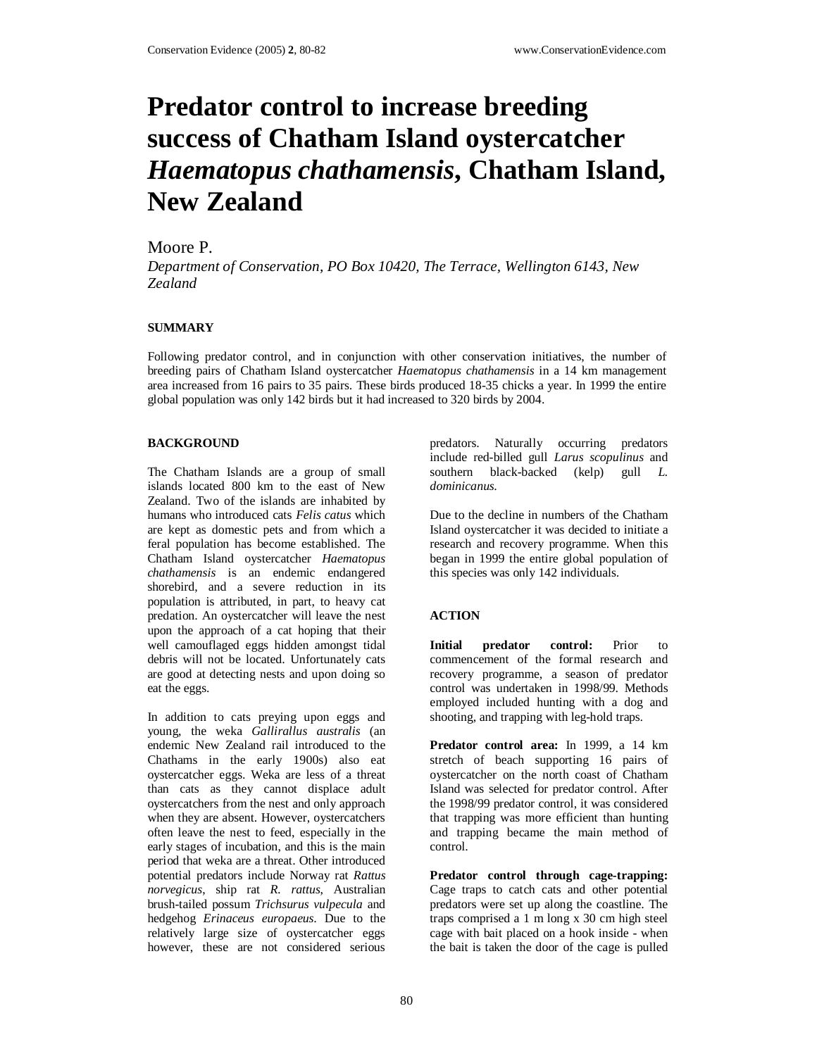# Predator control to increase breeding success of Chatham Island oystercatcher *Haematopus chathamensis*, Chatham Island, New Zealand

Moore P.

*Department of Conservation, PO Box 10420, The Terrace, Wellington 6143, New Zealand*

## SUMMARY

Following predator control, and in conjunction with other conservation initiatives, the number of breeding pairs of Chatham Island oystercatcher *Haematopus chathamensis* in a 14 km management area increased from 16 pairs to 35 pairs. These birds produced 18-35 chicks a year. In 1999 the entire global population was only 142 birds but it had increased to 320 birds by 2004.

## BACKGROUND

The Chatham Islands are a group of small islands located 800 km to the east of New Zealand. Two of the islands are inhabited by humans who introduced cats *Felis catus* which are kept as domestic pets and from which a feral population has become established. The Chatham Island oystercatcher *Haematopus chathamensis* is an endemic endangered shorebird, and a severe reduction in its population is attributed, in part, to heavy cat predation. An oystercatcher will leave the nest upon the approach of a cat hoping that their well camouflaged eggs hidden amongst tidal debris will not be located. Unfortunately cats are good at detecting nests and upon doing so eat the eggs.

In addition to cats preying upon eggs and young, the weka *Gallirallus australis* (an endemic New Zealand rail introduced to the Chathams in the early 1900s) also eat oystercatcher eggs. Weka are less of a threat than cats as they cannot displace adult oystercatchers from the nest and only approach when they are absent. However, oystercatchers often leave the nest to feed, especially in the early stages of incubation, and this is the main period that weka are a threat. Other introduced potential predators include Norway rat *Rattus norvegicus*, ship rat *R. rattus*, Australian brush-tailed possum *Trichsurus vulpecula* and hedgehog *Erinaceus europaeus*. Due to the relatively large size of oystercatcher eggs however, these are not considered serious predators. Naturally occurring predators include red-billed gull *Larus scopulinus* and southern black-backed (kelp) gull *L. dominicanus.*

Due to the decline in numbers of the Chatham Island oystercatcher it was decided to initiate a research and recovery programme. When this began in 1999 the entire global population of this species was only 142 individuals.

## ACTION

**Initial predator control:** Prior to commencement of the formal research and recovery programme, a season of predator control was undertaken in 1998/99. Methods employed included hunting with a dog and shooting, and trapping with leg-hold traps.

**Predator control area:** In 1999, a 14 km stretch of beach supporting 16 pairs of oystercatcher on the north coast of Chatham Island was selected for predator control. After the 1998/99 predator control, it was considered that trapping was more efficient than hunting and trapping became the main method of control.

**Predator control through cage-trapping:** Cage traps to catch cats and other potential predators were set up along the coastline. The traps comprised a 1 m long x 30 cm high steel cage with bait placed on a hook inside - when the bait is taken the door of the cage is pulled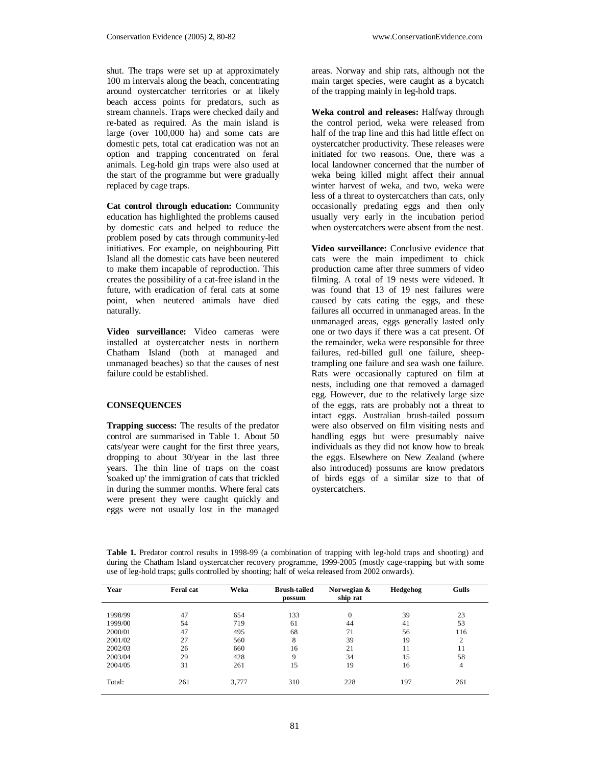shut. The traps were set up at approximately 100 m intervals along the beach, concentrating around oystercatcher territories or at likely beach access points for predators, such as stream channels. Traps were checked daily and re-bated as required. As the main island is large (over 100,000 ha) and some cats are domestic pets, total cat eradication was not an option and trapping concentrated on feral animals. Leg-hold gin traps were also used at the start of the programme but were gradually replaced by cage traps.

**Cat control through education:** Community education has highlighted the problems caused by domestic cats and helped to reduce the problem posed by cats through community-led initiatives. For example, on neighbouring Pitt Island all the domestic cats have been neutered to make them incapable of reproduction. This creates the possibility of a cat-free island in the future, with eradication of feral cats at some point, when neutered animals have died naturally.

**Video surveillance:** Video cameras were installed at oystercatcher nests in northern Chatham Island (both at managed and unmanaged beaches) so that the causes of nest failure could be established.

## CONSEQUENCES

**Trapping success:** The results of the predator control are summarised in Table 1. About 50 cats/year were caught for the first three years, dropping to about 30/year in the last three years. The thin line of traps on the coast 'soaked up' the immigration of cats that trickled in during the summer months. Where feral cats were present they were caught quickly and eggs were not usually lost in the managed areas. Norway and ship rats, although not the main target species, were caught as a bycatch of the trapping mainly in leg-hold traps.

**Weka control and releases:** Halfway through the control period, weka were released from half of the trap line and this had little effect on oystercatcher productivity. These releases were initiated for two reasons. One, there was a local landowner concerned that the number of weka being killed might affect their annual winter harvest of weka, and two, weka were less of a threat to oystercatchers than cats, only occasionally predating eggs and then only usually very early in the incubation period when oystercatchers were absent from the nest.

**Video surveillance:** Conclusive evidence that cats were the main impediment to chick production came after three summers of video filming. A total of 19 nests were videoed. It was found that 13 of 19 nest failures were caused by cats eating the eggs, and these failures all occurred in unmanaged areas. In the unmanaged areas, eggs generally lasted only one or two days if there was a cat present. Of the remainder, weka were responsible for three failures, red-billed gull one failure, sheep-trampling one failure and sea wash one failure. Rats were occasionally captured on film at nests, including one that removed a damaged egg. However, due to the relatively large size of the eggs, rats are probably not a threat to intact eggs. Australian brush-tailed possum were also observed on film visiting nests and handling eggs but were presumably naive individuals as they did not know how to break the eggs. Elsewhere on New Zealand (where also introduced) possums are know predators of birds eggs of a similar size to that of oystercatchers.

**Table 1.** Predator control results in 1998-99 (a combination of trapping with leg-hold traps and shooting) and during the Chatham Island oystercatcher recovery programme, 1999-2005 (mostly cage-trapping but with some use of leg-hold traps; gulls controlled by shooting; half of weka released from 2002 onwards).

| Year | Feral cat | Weka | Brush-tailed possum | Norwegian & ship rat | Hedgehog | Gulls |
|---|---|---|---|---|---|---|
| 1998/99 | 47 | 654 | 133 | 0 | 39 | 23 |
| 1999/00 | 54 | 719 | 61 | 44 | 41 | 53 |
| 2000/01 | 47 | 495 | 68 | 71 | 56 | 116 |
| 2001/02 | 27 | 560 | 8 | 39 | 19 | 2 |
| 2002/03 | 26 | 660 | 16 | 21 | 11 | 11 |
| 2003/04 | 29 | 428 | 9 | 34 | 15 | 58 |
| 2004/05 | 31 | 261 | 15 | 19 | 16 | 4 |
| Total: | 261 | 3,777 | 310 | 228 | 197 | 261 |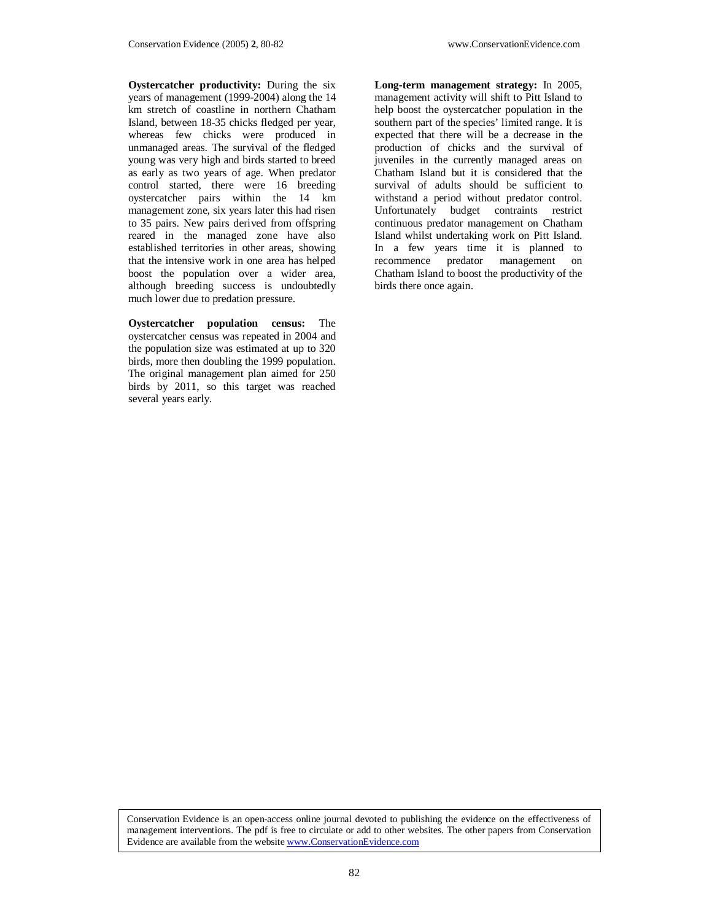**Oystercatcher productivity:** During the six years of management (1999-2004) along the 14 km stretch of coastline in northern Chatham Island, between 18-35 chicks fledged per year, whereas few chicks were produced in unmanaged areas. The survival of the fledged young was very high and birds started to breed as early as two years of age. When predator control started, there were 16 breeding oystercatcher pairs within the 14 km management zone, six years later this had risen to 35 pairs. New pairs derived from offspring reared in the managed zone have also established territories in other areas, showing that the intensive work in one area has helped boost the population over a wider area, although breeding success is undoubtedly much lower due to predation pressure.

**Oystercatcher population census:** The oystercatcher census was repeated in 2004 and the population size was estimated at up to 320 birds, more then doubling the 1999 population. The original management plan aimed for 250 birds by 2011, so this target was reached several years early.

**Long-term management strategy:** In 2005, management activity will shift to Pitt Island to help boost the oystercatcher population in the southern part of the species' limited range. It is expected that there will be a decrease in the production of chicks and the survival of juveniles in the currently managed areas on Chatham Island but it is considered that the survival of adults should be sufficient to withstand a period without predator control. Unfortunately budget contraints restrict continuous predator management on Chatham Island whilst undertaking work on Pitt Island. In a few years time it is planned to recommence predator management on Chatham Island to boost the productivity of the birds there once again.

Conservation Evidence is an open-access online journal devoted to publishing the evidence on the effectiveness of management interventions. The pdf is free to circulate or add to other websites. The other papers from Conservation Evidence are available from the website www.ConservationEvidence.com